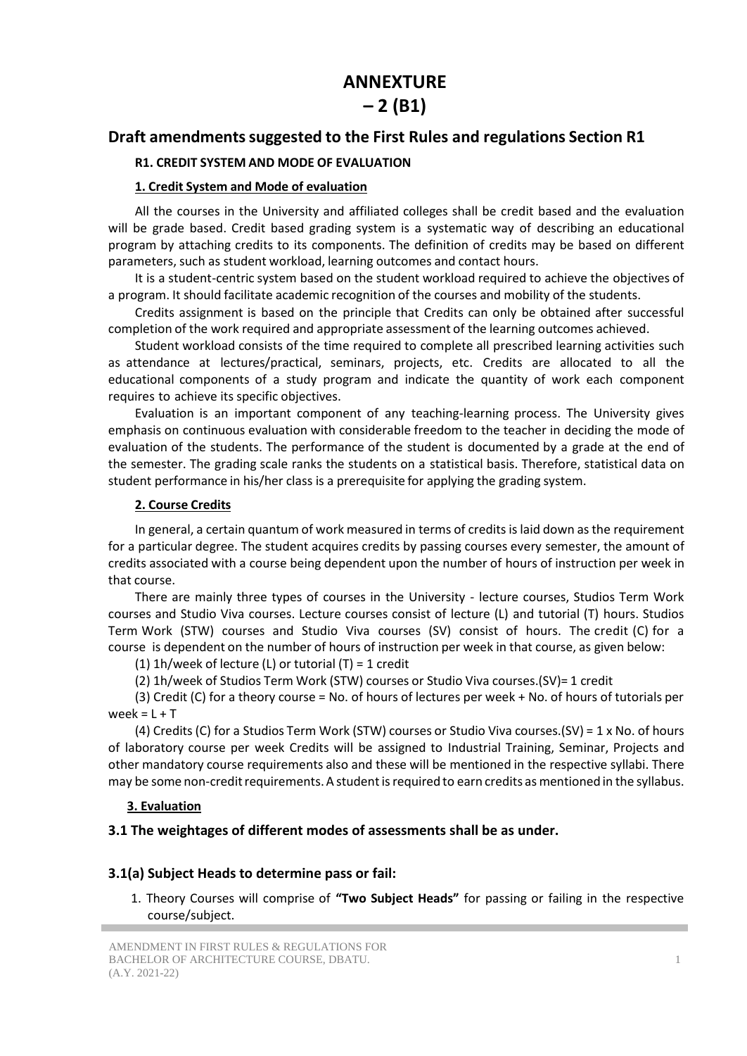# ANNEXTURE – 2 (B1)

## Draft amendments suggested to the First Rules and regulations Section R1

**R1. CREDIT SYSTEM AND MODE OF EVALUATION**

**1. Credit System and Mode of evaluation**

All the courses in the University and affiliated colleges shall be credit based and the evaluation will be grade based. Credit based grading system is a systematic way of describing an educational program by attaching credits to its components. The definition of credits may be based on different parameters, such as student workload, learning outcomes and contact hours.

It is a student-centric system based on the student workload required to achieve the objectives of a program. It should facilitate academic recognition of the courses and mobility of the students.

Credits assignment is based on the principle that Credits can only be obtained after successful completion of the work required and appropriate assessment of the learning outcomes achieved.

Student workload consists of the time required to complete all prescribed learning activities such as attendance at lectures/practical, seminars, projects, etc. Credits are allocated to all the educational components of a study program and indicate the quantity of work each component requires to achieve its specific objectives.

Evaluation is an important component of any teaching-learning process. The University gives emphasis on continuous evaluation with considerable freedom to the teacher in deciding the mode of evaluation of the students. The performance of the student is documented by a grade at the end of the semester. The grading scale ranks the students on a statistical basis. Therefore, statistical data on student performance in his/her class is a prerequisite for applying the grading system.

**2. Course Credits**

In general, a certain quantum of work measured in terms of credits is laid down as the requirement for a particular degree. The student acquires credits by passing courses every semester, the amount of credits associated with a course being dependent upon the number of hours of instruction per week in that course.

There are mainly three types of courses in the University - lecture courses, Studios Term Work courses and Studio Viva courses. Lecture courses consist of lecture (L) and tutorial (T) hours. Studios Term Work (STW) courses and Studio Viva courses (SV) consist of hours. The credit (C) for a course is dependent on the number of hours of instruction per week in that course, as given below:

(1) 1h/week of lecture (L) or tutorial (T) = 1 credit

(2) 1h/week of Studios Term Work (STW) courses or Studio Viva courses.(SV)= 1 credit

(3) Credit (C) for a theory course = No. of hours of lectures per week + No. of hours of tutorials per week = L + T

(4) Credits (C) for a Studios Term Work (STW) courses or Studio Viva courses.(SV) = 1 x No. of hours of laboratory course per week Credits will be assigned to Industrial Training, Seminar, Projects and other mandatory course requirements also and these will be mentioned in the respective syllabi. There may be some non-credit requirements. A student is required to earn credits as mentioned in the syllabus.

**3. Evaluation**

### 3.1 The weightages of different modes of assessments shall be as under.

### 3.1(a) Subject Heads to determine pass or fail:

1. Theory Courses will comprise of **"Two Subject Heads"** for passing or failing in the respective course/subject.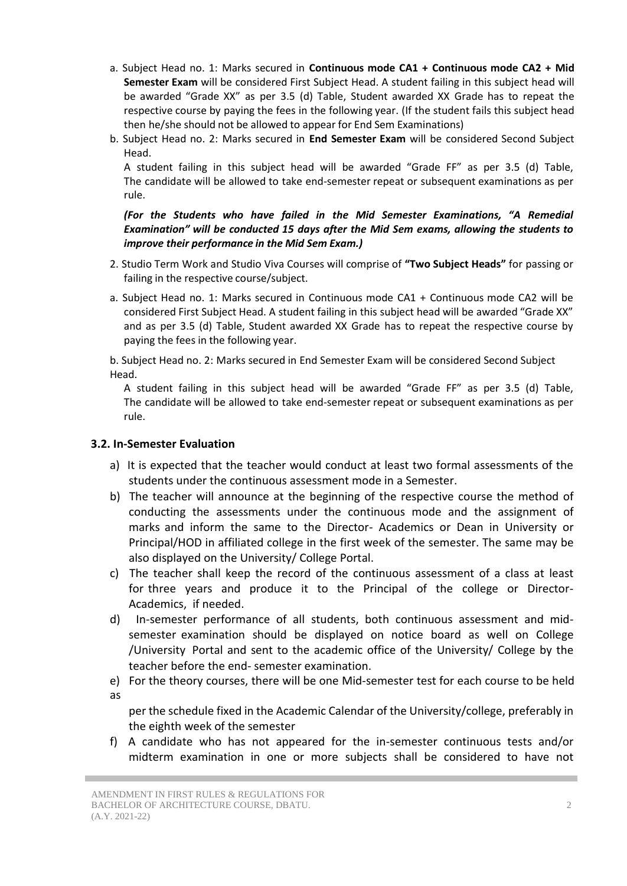a. Subject Head no. 1: Marks secured in **Continuous mode CA1 + Continuous mode CA2 + Mid Semester Exam** will be considered First Subject Head. A student failing in this subject head will be awarded "Grade XX" as per 3.5 (d) Table, Student awarded XX Grade has to repeat the respective course by paying the fees in the following year. (If the student fails this subject head then he/she should not be allowed to appear for End Sem Examinations)

b. Subject Head no. 2: Marks secured in **End Semester Exam** will be considered Second Subject Head.

A student failing in this subject head will be awarded "Grade FF" as per 3.5 (d) Table, The candidate will be allowed to take end-semester repeat or subsequent examinations as per rule.

***(For the Students who have failed in the Mid Semester Examinations, "A Remedial Examination" will be conducted 15 days after the Mid Sem exams, allowing the students to improve their performance in the Mid Sem Exam.)***

2. Studio Term Work and Studio Viva Courses will comprise of **"Two Subject Heads"** for passing or failing in the respective course/subject.

a. Subject Head no. 1: Marks secured in Continuous mode CA1 + Continuous mode CA2 will be considered First Subject Head. A student failing in this subject head will be awarded "Grade XX" and as per 3.5 (d) Table, Student awarded XX Grade has to repeat the respective course by paying the fees in the following year.

b. Subject Head no. 2: Marks secured in End Semester Exam will be considered Second Subject Head.

A student failing in this subject head will be awarded "Grade FF" as per 3.5 (d) Table, The candidate will be allowed to take end-semester repeat or subsequent examinations as per rule.

### 3.2. In-Semester Evaluation

a) It is expected that the teacher would conduct at least two formal assessments of the students under the continuous assessment mode in a Semester.

b) The teacher will announce at the beginning of the respective course the method of conducting the assessments under the continuous mode and the assignment of marks and inform the same to the Director- Academics or Dean in University or Principal/HOD in affiliated college in the first week of the semester. The same may be also displayed on the University/ College Portal.

c) The teacher shall keep the record of the continuous assessment of a class at least for three years and produce it to the Principal of the college or Director-Academics, if needed.

d) In-semester performance of all students, both continuous assessment and mid-semester examination should be displayed on notice board as well on College /University Portal and sent to the academic office of the University/ College by the teacher before the end- semester examination.

e) For the theory courses, there will be one Mid-semester test for each course to be held as per the schedule fixed in the Academic Calendar of the University/college, preferably in the eighth week of the semester

f) A candidate who has not appeared for the in-semester continuous tests and/or midterm examination in one or more subjects shall be considered to have not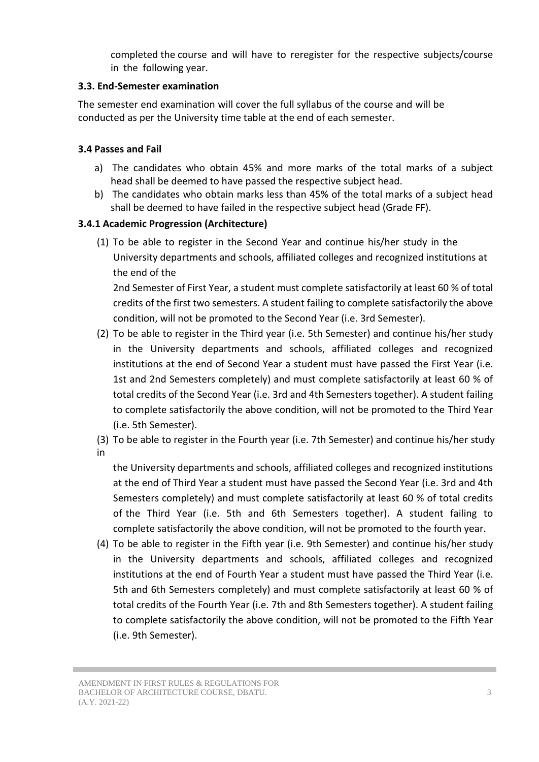completed the course and will have to reregister for the respective subjects/course in the following year.

### 3.3. End-Semester examination

The semester end examination will cover the full syllabus of the course and will be conducted as per the University time table at the end of each semester.

### 3.4 Passes and Fail

a) The candidates who obtain 45% and more marks of the total marks of a subject head shall be deemed to have passed the respective subject head.

b) The candidates who obtain marks less than 45% of the total marks of a subject head shall be deemed to have failed in the respective subject head (Grade FF).

#### 3.4.1 Academic Progression (Architecture)

(1) To be able to register in the Second Year and continue his/her study in the University departments and schools, affiliated colleges and recognized institutions at the end of the 2nd Semester of First Year, a student must complete satisfactorily at least 60 % of total credits of the first two semesters. A student failing to complete satisfactorily the above condition, will not be promoted to the Second Year (i.e. 3rd Semester).

(2) To be able to register in the Third year (i.e. 5th Semester) and continue his/her study in the University departments and schools, affiliated colleges and recognized institutions at the end of Second Year a student must have passed the First Year (i.e. 1st and 2nd Semesters completely) and must complete satisfactorily at least 60 % of total credits of the Second Year (i.e. 3rd and 4th Semesters together). A student failing to complete satisfactorily the above condition, will not be promoted to the Third Year (i.e. 5th Semester).

(3) To be able to register in the Fourth year (i.e. 7th Semester) and continue his/her study in the University departments and schools, affiliated colleges and recognized institutions at the end of Third Year a student must have passed the Second Year (i.e. 3rd and 4th Semesters completely) and must complete satisfactorily at least 60 % of total credits of the Third Year (i.e. 5th and 6th Semesters together). A student failing to complete satisfactorily the above condition, will not be promoted to the fourth year.

(4) To be able to register in the Fifth year (i.e. 9th Semester) and continue his/her study in the University departments and schools, affiliated colleges and recognized institutions at the end of Fourth Year a student must have passed the Third Year (i.e. 5th and 6th Semesters completely) and must complete satisfactorily at least 60 % of total credits of the Fourth Year (i.e. 7th and 8th Semesters together). A student failing to complete satisfactorily the above condition, will not be promoted to the Fifth Year (i.e. 9th Semester).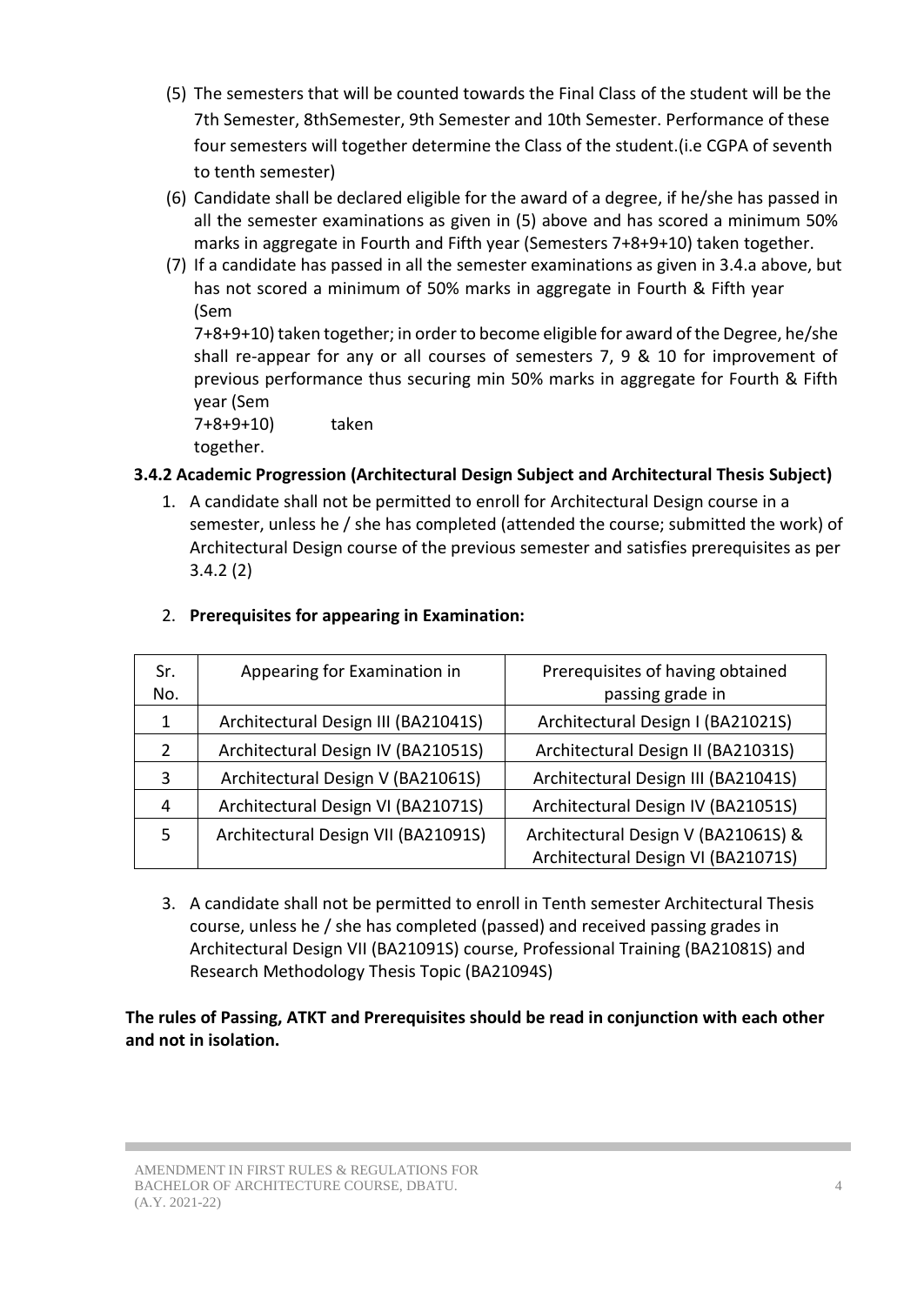(5) The semesters that will be counted towards the Final Class of the student will be the 7th Semester, 8thSemester, 9th Semester and 10th Semester. Performance of these four semesters will together determine the Class of the student.(i.e CGPA of seventh to tenth semester)

(6) Candidate shall be declared eligible for the award of a degree, if he/she has passed in all the semester examinations as given in (5) above and has scored a minimum 50% marks in aggregate in Fourth and Fifth year (Semesters 7+8+9+10) taken together.

(7) If a candidate has passed in all the semester examinations as given in 3.4.a above, but has not scored a minimum of 50% marks in aggregate in Fourth & Fifth year (Sem 7+8+9+10) taken together; in order to become eligible for award of the Degree, he/she shall re-appear for any or all courses of semesters 7, 9 & 10 for improvement of previous performance thus securing min 50% marks in aggregate for Fourth & Fifth year (Sem 7+8+9+10) taken together.

### 3.4.2 Academic Progression (Architectural Design Subject and Architectural Thesis Subject)

1. A candidate shall not be permitted to enroll for Architectural Design course in a semester, unless he / she has completed (attended the course; submitted the work) of Architectural Design course of the previous semester and satisfies prerequisites as per 3.4.2 (2)

2. **Prerequisites for appearing in Examination:**

| Sr. No. | Appearing for Examination in | Prerequisites of having obtained passing grade in |
|---|---|---|
| 1 | Architectural Design III (BA21041S) | Architectural Design I (BA21021S) |
| 2 | Architectural Design IV (BA21051S) | Architectural Design II (BA21031S) |
| 3 | Architectural Design V (BA21061S) | Architectural Design III (BA21041S) |
| 4 | Architectural Design VI (BA21071S) | Architectural Design IV (BA21051S) |
| 5 | Architectural Design VII (BA21091S) | Architectural Design V (BA21061S) & Architectural Design VI (BA21071S) |

3. A candidate shall not be permitted to enroll in Tenth semester Architectural Thesis course, unless he / she has completed (passed) and received passing grades in Architectural Design VII (BA21091S) course, Professional Training (BA21081S) and Research Methodology Thesis Topic (BA21094S)

**The rules of Passing, ATKT and Prerequisites should be read in conjunction with each other and not in isolation.**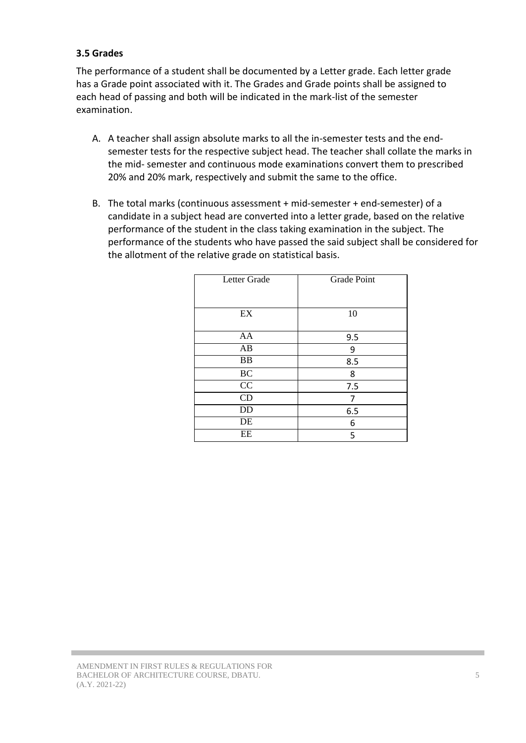### 3.5 Grades

The performance of a student shall be documented by a Letter grade. Each letter grade has a Grade point associated with it. The Grades and Grade points shall be assigned to each head of passing and both will be indicated in the mark-list of the semester examination.

A. A teacher shall assign absolute marks to all the in-semester tests and the end-semester tests for the respective subject head. The teacher shall collate the marks in the mid- semester and continuous mode examinations convert them to prescribed 20% and 20% mark, respectively and submit the same to the office.

B. The total marks (continuous assessment + mid-semester + end-semester) of a candidate in a subject head are converted into a letter grade, based on the relative performance of the student in the class taking examination in the subject. The performance of the students who have passed the said subject shall be considered for the allotment of the relative grade on statistical basis.

| Letter Grade | Grade Point |
|---|---|
| EX | 10 |
| AA | 9.5 |
| AB | 9 |
| BB | 8.5 |
| BC | 8 |
| CC | 7.5 |
| CD | 7 |
| DD | 6.5 |
| DE | 6 |
| EE | 5 |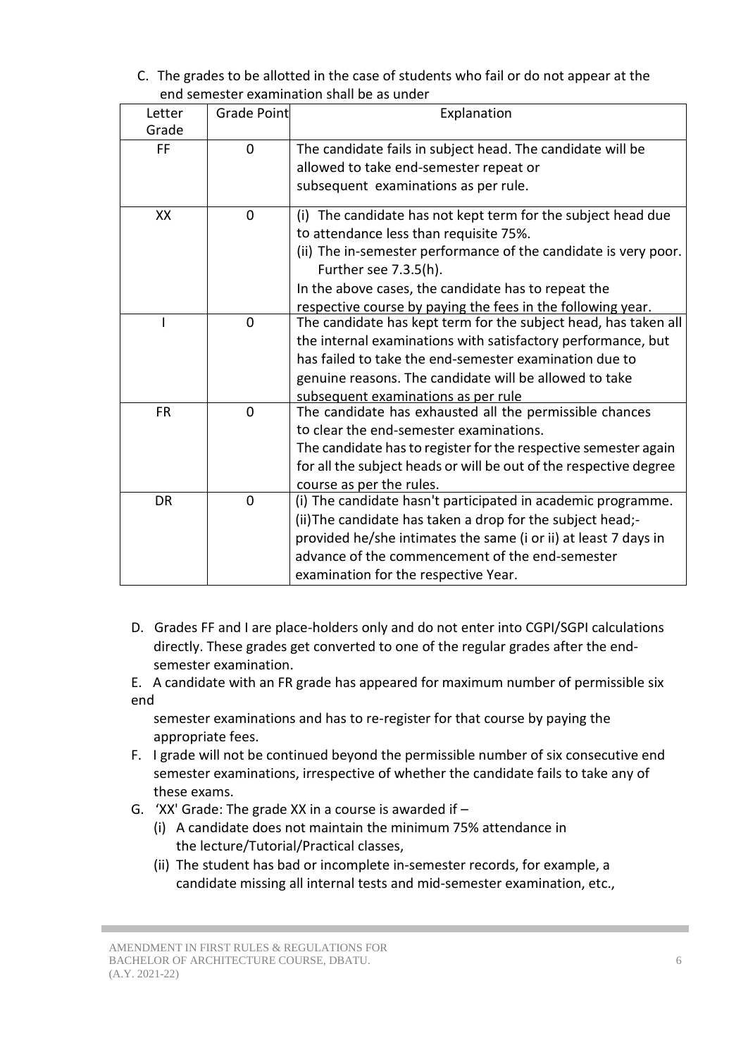C. The grades to be allotted in the case of students who fail or do not appear at the end semester examination shall be as under

| Letter Grade | Grade Point | Explanation |
|---|---|---|
| FF | 0 | The candidate fails in subject head. The candidate will be allowed to take end-semester repeat or subsequent examinations as per rule. |
| XX | 0 | (i) The candidate has not kept term for the subject head due to attendance less than requisite 75%.<br>(ii) The in-semester performance of the candidate is very poor. Further see 7.3.5(h).<br>In the above cases, the candidate has to repeat the respective course by paying the fees in the following year. |
| I | 0 | The candidate has kept term for the subject head, has taken all the internal examinations with satisfactory performance, but has failed to take the end-semester examination due to genuine reasons. The candidate will be allowed to take subsequent examinations as per rule |
| FR | 0 | The candidate has exhausted all the permissible chances to clear the end-semester examinations.<br>The candidate has to register for the respective semester again for all the subject heads or will be out of the respective degree course as per the rules. |
| DR | 0 | (i) The candidate hasn't participated in academic programme.<br>(ii)The candidate has taken a drop for the subject head;- provided he/she intimates the same (i or ii) at least 7 days in advance of the commencement of the end-semester examination for the respective Year. |

D. Grades FF and I are place-holders only and do not enter into CGPI/SGPI calculations directly. These grades get converted to one of the regular grades after the end-semester examination.

E. A candidate with an FR grade has appeared for maximum number of permissible six end semester examinations and has to re-register for that course by paying the appropriate fees.

F. I grade will not be continued beyond the permissible number of six consecutive end semester examinations, irrespective of whether the candidate fails to take any of these exams.

G. 'XX' Grade: The grade XX in a course is awarded if –

(i) A candidate does not maintain the minimum 75% attendance in the lecture/Tutorial/Practical classes,

(ii) The student has bad or incomplete in-semester records, for example, a candidate missing all internal tests and mid-semester examination, etc.,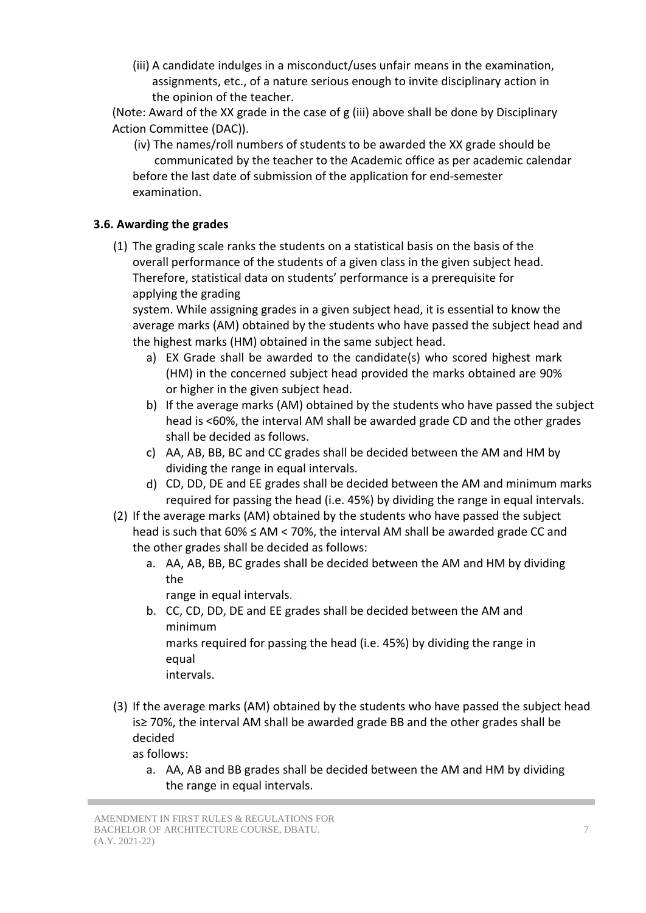(iii) A candidate indulges in a misconduct/uses unfair means in the examination, assignments, etc., of a nature serious enough to invite disciplinary action in the opinion of the teacher.

(Note: Award of the XX grade in the case of g (iii) above shall be done by Disciplinary Action Committee (DAC)).

(iv) The names/roll numbers of students to be awarded the XX grade should be communicated by the teacher to the Academic office as per academic calendar before the last date of submission of the application for end-semester examination.

### 3.6. Awarding the grades

(1) The grading scale ranks the students on a statistical basis on the basis of the overall performance of the students of a given class in the given subject head. Therefore, statistical data on students' performance is a prerequisite for applying the grading system. While assigning grades in a given subject head, it is essential to know the average marks (AM) obtained by the students who have passed the subject head and the highest marks (HM) obtained in the same subject head.

   a) EX Grade shall be awarded to the candidate(s) who scored highest mark (HM) in the concerned subject head provided the marks obtained are 90% or higher in the given subject head.
   b) If the average marks (AM) obtained by the students who have passed the subject head is <60%, the interval AM shall be awarded grade CD and the other grades shall be decided as follows.
   c) AA, AB, BB, BC and CC grades shall be decided between the AM and HM by dividing the range in equal intervals.
   d) CD, DD, DE and EE grades shall be decided between the AM and minimum marks required for passing the head (i.e. 45%) by dividing the range in equal intervals.

(2) If the average marks (AM) obtained by the students who have passed the subject head is such that 60% ≤ AM < 70%, the interval AM shall be awarded grade CC and the other grades shall be decided as follows:

   a. AA, AB, BB, BC grades shall be decided between the AM and HM by dividing the range in equal intervals.
   b. CC, CD, DD, DE and EE grades shall be decided between the AM and minimum marks required for passing the head (i.e. 45%) by dividing the range in equal intervals.

(3) If the average marks (AM) obtained by the students who have passed the subject head is≥ 70%, the interval AM shall be awarded grade BB and the other grades shall be decided as follows:

   a. AA, AB and BB grades shall be decided between the AM and HM by dividing the range in equal intervals.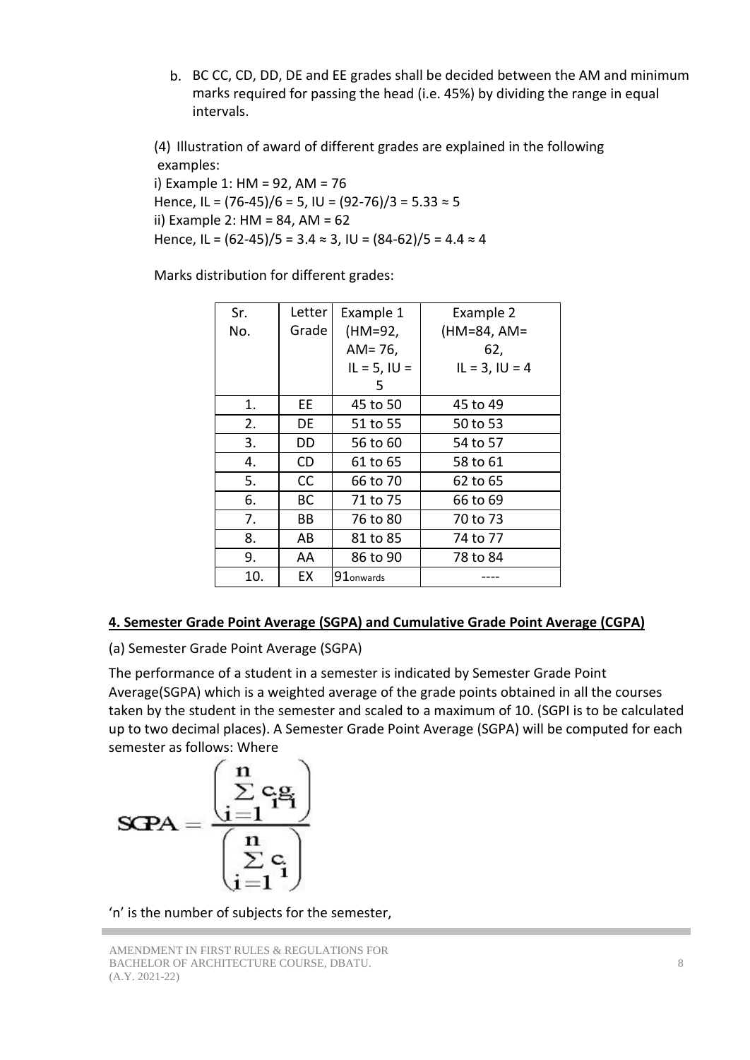b. BC CC, CD, DD, DE and EE grades shall be decided between the AM and minimum marks required for passing the head (i.e. 45%) by dividing the range in equal intervals.

(4) Illustration of award of different grades are explained in the following examples:

i) Example 1: HM = 92, AM = 76

Hence, IL = (76-45)/6 = 5, IU = (92-76)/3 = 5.33 ≈ 5

ii) Example 2: HM = 84, AM = 62

Hence, IL = (62-45)/5 = 3.4 ≈ 3, IU = (84-62)/5 = 4.4 ≈ 4

Marks distribution for different grades:

| Sr. No. | Letter Grade | Example 1 (HM=92, AM= 76, IL = 5, IU = 5 | Example 2 (HM=84, AM= 62, IL = 3, IU = 4 |
|---|---|---|---|
| 1. | EE | 45 to 50 | 45 to 49 |
| 2. | DE | 51 to 55 | 50 to 53 |
| 3. | DD | 56 to 60 | 54 to 57 |
| 4. | CD | 61 to 65 | 58 to 61 |
| 5. | CC | 66 to 70 | 62 to 65 |
| 6. | BC | 71 to 75 | 66 to 69 |
| 7. | BB | 76 to 80 | 70 to 73 |
| 8. | AB | 81 to 85 | 74 to 77 |
| 9. | AA | 86 to 90 | 78 to 84 |
| 10. | EX | 91onwards | ---- |

**4. Semester Grade Point Average (SGPA) and Cumulative Grade Point Average (CGPA)**

(a) Semester Grade Point Average (SGPA)

The performance of a student in a semester is indicated by Semester Grade Point Average(SGPA) which is a weighted average of the grade points obtained in all the courses taken by the student in the semester and scaled to a maximum of 10. (SGPI is to be calculated up to two decimal places). A Semester Grade Point Average (SGPA) will be computed for each semester as follows: Where

$$SGPA = \frac{\left(\sum_{i=1}^{n} c_i g_i\right)}{\left(\sum_{i=1}^{n} c_i\right)}$$

'n' is the number of subjects for the semester,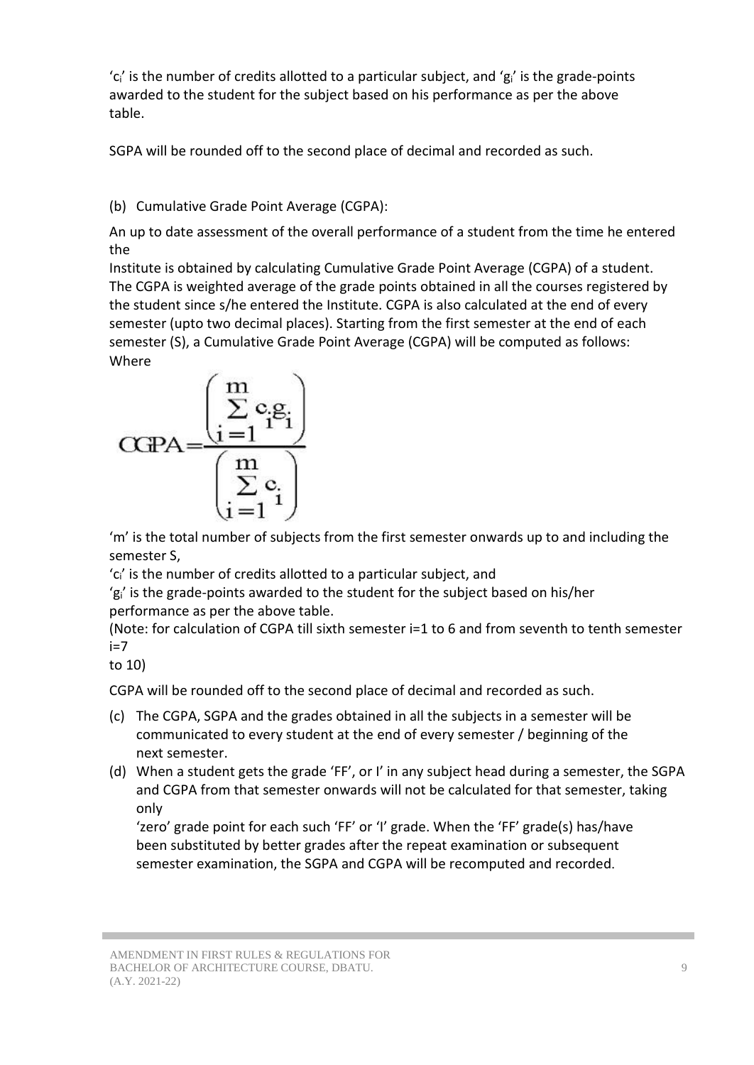'$c_i$' is the number of credits allotted to a particular subject, and '$g_i$' is the grade-points awarded to the student for the subject based on his performance as per the above table.

SGPA will be rounded off to the second place of decimal and recorded as such.

(b) Cumulative Grade Point Average (CGPA):

An up to date assessment of the overall performance of a student from the time he entered the Institute is obtained by calculating Cumulative Grade Point Average (CGPA) of a student. The CGPA is weighted average of the grade points obtained in all the courses registered by the student since s/he entered the Institute. CGPA is also calculated at the end of every semester (upto two decimal places). Starting from the first semester at the end of each semester (S), a Cumulative Grade Point Average (CGPA) will be computed as follows: Where

$$CGPA = \frac{\left(\sum_{i=1}^{m} c_i g_i\right)}{\left(\sum_{i=1}^{m} c_i\right)}$$

'm' is the total number of subjects from the first semester onwards up to and including the semester S,

'$c_i$' is the number of credits allotted to a particular subject, and

'$g_i$' is the grade-points awarded to the student for the subject based on his/her performance as per the above table.

(Note: for calculation of CGPA till sixth semester i=1 to 6 and from seventh to tenth semester i=7 to 10)

CGPA will be rounded off to the second place of decimal and recorded as such.

(c) The CGPA, SGPA and the grades obtained in all the subjects in a semester will be communicated to every student at the end of every semester / beginning of the next semester.

(d) When a student gets the grade 'FF', or I' in any subject head during a semester, the SGPA and CGPA from that semester onwards will not be calculated for that semester, taking only 'zero' grade point for each such 'FF' or 'I' grade. When the 'FF' grade(s) has/have been substituted by better grades after the repeat examination or subsequent semester examination, the SGPA and CGPA will be recomputed and recorded.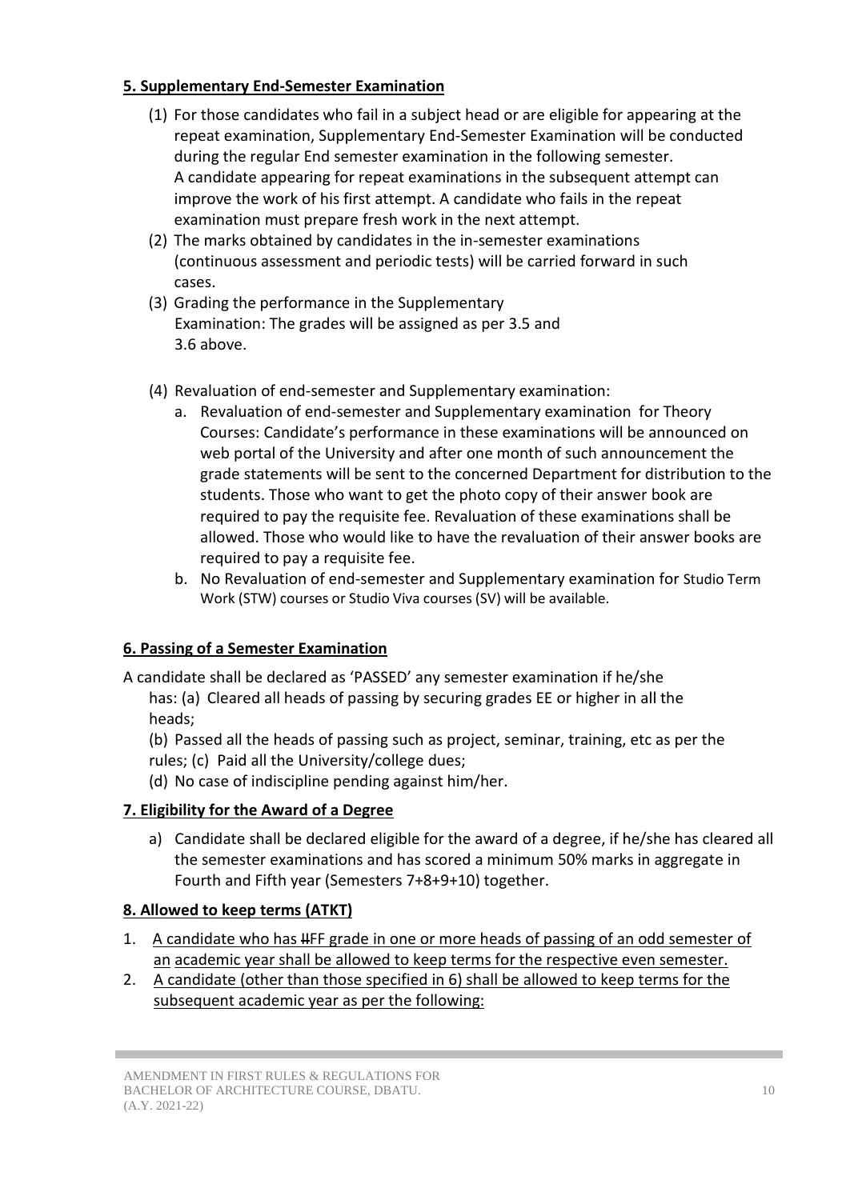### 5. Supplementary End-Semester Examination

(1) For those candidates who fail in a subject head or are eligible for appearing at the repeat examination, Supplementary End-Semester Examination will be conducted during the regular End semester examination in the following semester. A candidate appearing for repeat examinations in the subsequent attempt can improve the work of his first attempt. A candidate who fails in the repeat examination must prepare fresh work in the next attempt.

(2) The marks obtained by candidates in the in-semester examinations (continuous assessment and periodic tests) will be carried forward in such cases.

(3) Grading the performance in the Supplementary Examination: The grades will be assigned as per 3.5 and 3.6 above.

(4) Revaluation of end-semester and Supplementary examination:

a. Revaluation of end-semester and Supplementary examination for Theory Courses: Candidate's performance in these examinations will be announced on web portal of the University and after one month of such announcement the grade statements will be sent to the concerned Department for distribution to the students. Those who want to get the photo copy of their answer book are required to pay the requisite fee. Revaluation of these examinations shall be allowed. Those who would like to have the revaluation of their answer books are required to pay a requisite fee.

b. No Revaluation of end-semester and Supplementary examination for Studio Term Work (STW) courses or Studio Viva courses (SV) will be available.

### 6. Passing of a Semester Examination

A candidate shall be declared as 'PASSED' any semester examination if he/she has: (a) Cleared all heads of passing by securing grades EE or higher in all the heads;

(b) Passed all the heads of passing such as project, seminar, training, etc as per the rules; (c) Paid all the University/college dues;

(d) No case of indiscipline pending against him/her.

### 7. Eligibility for the Award of a Degree

a) Candidate shall be declared eligible for the award of a degree, if he/she has cleared all the semester examinations and has scored a minimum 50% marks in aggregate in Fourth and Fifth year (Semesters 7+8+9+10) together.

### 8. Allowed to keep terms (ATKT)

1. A candidate who has ~~II~~FF grade in one or more heads of passing of an odd semester of an academic year shall be allowed to keep terms for the respective even semester.
2. A candidate (other than those specified in 6) shall be allowed to keep terms for the subsequent academic year as per the following: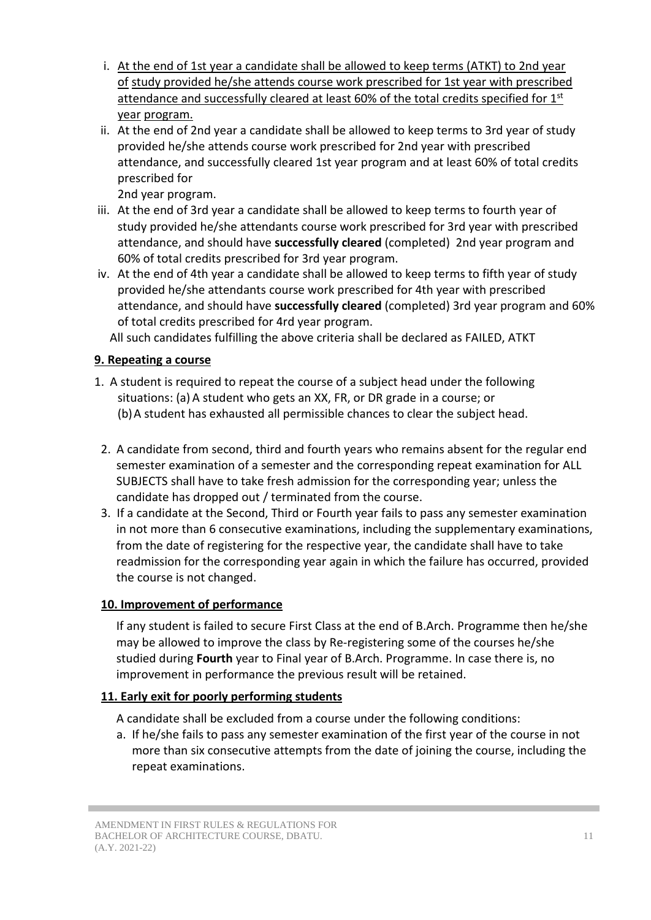i. At the end of 1st year a candidate shall be allowed to keep terms (ATKT) to 2nd year of study provided he/she attends course work prescribed for 1st year with prescribed attendance and successfully cleared at least 60% of the total credits specified for 1st year program.

ii. At the end of 2nd year a candidate shall be allowed to keep terms to 3rd year of study provided he/she attends course work prescribed for 2nd year with prescribed attendance, and successfully cleared 1st year program and at least 60% of total credits prescribed for 2nd year program.

iii. At the end of 3rd year a candidate shall be allowed to keep terms to fourth year of study provided he/she attendants course work prescribed for 3rd year with prescribed attendance, and should have **successfully cleared** (completed) 2nd year program and 60% of total credits prescribed for 3rd year program.

iv. At the end of 4th year a candidate shall be allowed to keep terms to fifth year of study provided he/she attendants course work prescribed for 4th year with prescribed attendance, and should have **successfully cleared** (completed) 3rd year program and 60% of total credits prescribed for 4rd year program.

All such candidates fulfilling the above criteria shall be declared as FAILED, ATKT

## 9. Repeating a course

1. A student is required to repeat the course of a subject head under the following situations: (a) A student who gets an XX, FR, or DR grade in a course; or (b) A student has exhausted all permissible chances to clear the subject head.

2. A candidate from second, third and fourth years who remains absent for the regular end semester examination of a semester and the corresponding repeat examination for ALL SUBJECTS shall have to take fresh admission for the corresponding year; unless the candidate has dropped out / terminated from the course.

3. If a candidate at the Second, Third or Fourth year fails to pass any semester examination in not more than 6 consecutive examinations, including the supplementary examinations, from the date of registering for the respective year, the candidate shall have to take readmission for the corresponding year again in which the failure has occurred, provided the course is not changed.

## 10. Improvement of performance

If any student is failed to secure First Class at the end of B.Arch. Programme then he/she may be allowed to improve the class by Re-registering some of the courses he/she studied during **Fourth** year to Final year of B.Arch. Programme. In case there is, no improvement in performance the previous result will be retained.

## 11. Early exit for poorly performing students

A candidate shall be excluded from a course under the following conditions:

a. If he/she fails to pass any semester examination of the first year of the course in not more than six consecutive attempts from the date of joining the course, including the repeat examinations.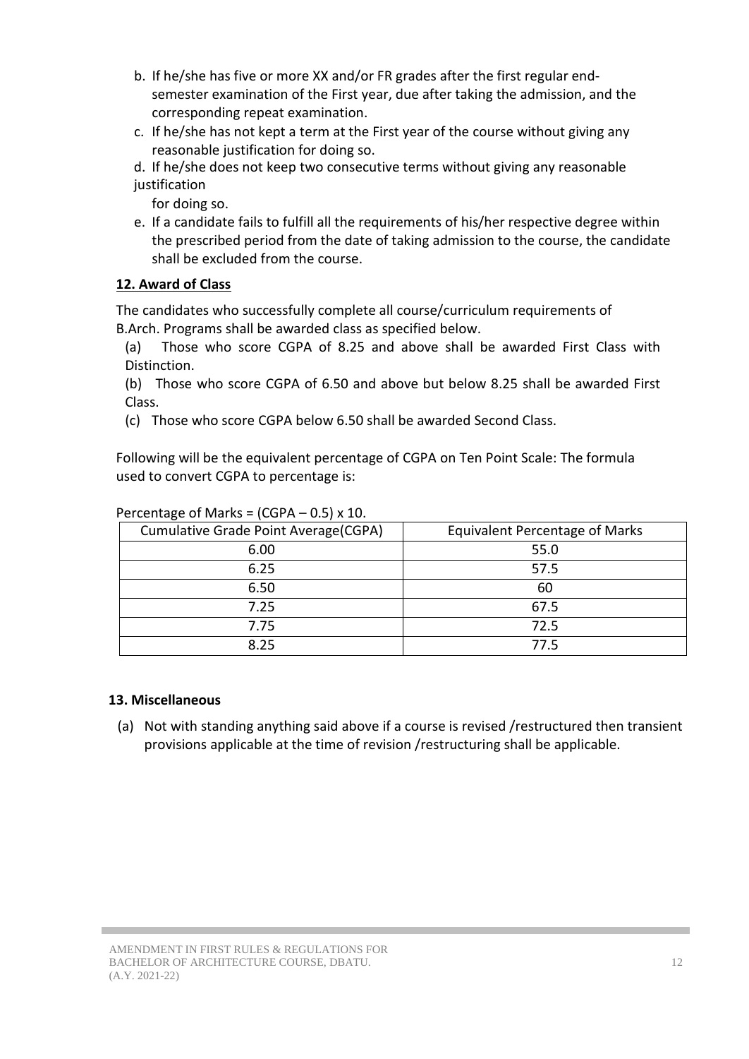b. If he/she has five or more XX and/or FR grades after the first regular end-semester examination of the First year, due after taking the admission, and the corresponding repeat examination.

c. If he/she has not kept a term at the First year of the course without giving any reasonable justification for doing so.

d. If he/she does not keep two consecutive terms without giving any reasonable justification for doing so.

e. If a candidate fails to fulfill all the requirements of his/her respective degree within the prescribed period from the date of taking admission to the course, the candidate shall be excluded from the course.

## 12. Award of Class

The candidates who successfully complete all course/curriculum requirements of B.Arch. Programs shall be awarded class as specified below.

(a) Those who score CGPA of 8.25 and above shall be awarded First Class with Distinction.

(b) Those who score CGPA of 6.50 and above but below 8.25 shall be awarded First Class.

(c) Those who score CGPA below 6.50 shall be awarded Second Class.

Following will be the equivalent percentage of CGPA on Ten Point Scale: The formula used to convert CGPA to percentage is:

Percentage of Marks = (CGPA – 0.5) x 10.

| Cumulative Grade Point Average(CGPA) | Equivalent Percentage of Marks |
|---|---|
| 6.00 | 55.0 |
| 6.25 | 57.5 |
| 6.50 | 60 |
| 7.25 | 67.5 |
| 7.75 | 72.5 |
| 8.25 | 77.5 |

## 13. Miscellaneous

(a) Not with standing anything said above if a course is revised /restructured then transient provisions applicable at the time of revision /restructuring shall be applicable.